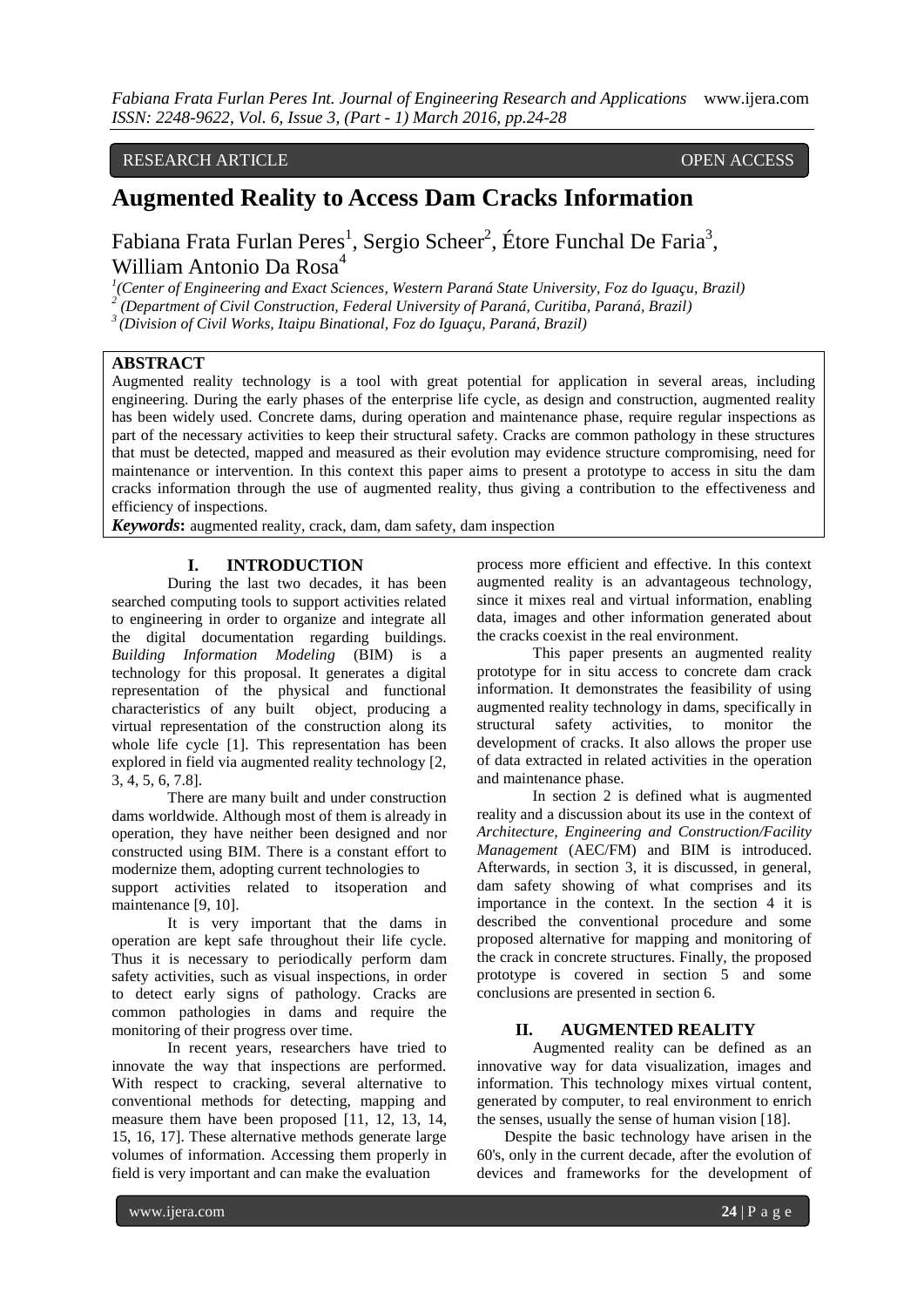RESEARCH ARTICLE OPEN ACCESS

# Augmented Reality to Access Dam Cracks Information

Fabiana Frata Furlan Peres[1], Sergio Scheer[2], Étore Funchal De Faria[3], William Antonio Da Rosa[4]

[1](Center of Engineering and Exact Sciences, Western Paraná State University, Foz do Iguaçu, Brazil)
[2] (Department of Civil Construction, Federal University of Paraná, Curitiba, Paraná, Brazil)
[3] (Division of Civil Works, Itaipu Binational, Foz do Iguaçu, Paraná, Brazil)

## ABSTRACT

Augmented reality technology is a tool with great potential for application in several areas, including engineering. During the early phases of the enterprise life cycle, as design and construction, augmented reality has been widely used. Concrete dams, during operation and maintenance phase, require regular inspections as part of the necessary activities to keep their structural safety. Cracks are common pathology in these structures that must be detected, mapped and measured as their evolution may evidence structure compromising, need for maintenance or intervention. In this context this paper aims to present a prototype to access in situ the dam cracks information through the use of augmented reality, thus giving a contribution to the effectiveness and efficiency of inspections.

***Keywords*:** augmented reality, crack, dam, dam safety, dam inspection

## I. INTRODUCTION

During the last two decades, it has been searched computing tools to support activities related to engineering in order to organize and integrate all the digital documentation regarding buildings. *Building Information Modeling* (BIM) is a technology for this proposal. It generates a digital representation of the physical and functional characteristics of any built object, producing a virtual representation of the construction along its whole life cycle [1]. This representation has been explored in field via augmented reality technology [2, 3, 4, 5, 6, 7.8].

There are many built and under construction dams worldwide. Although most of them is already in operation, they have neither been designed and nor constructed using BIM. There is a constant effort to modernize them, adopting current technologies to support activities related to itsoperation and maintenance [9, 10].

It is very important that the dams in operation are kept safe throughout their life cycle. Thus it is necessary to periodically perform dam safety activities, such as visual inspections, in order to detect early signs of pathology. Cracks are common pathologies in dams and require the monitoring of their progress over time.

In recent years, researchers have tried to innovate the way that inspections are performed. With respect to cracking, several alternative to conventional methods for detecting, mapping and measure them have been proposed [11, 12, 13, 14, 15, 16, 17]. These alternative methods generate large volumes of information. Accessing them properly in field is very important and can make the evaluation process more efficient and effective. In this context augmented reality is an advantageous technology, since it mixes real and virtual information, enabling data, images and other information generated about the cracks coexist in the real environment.

This paper presents an augmented reality prototype for in situ access to concrete dam crack information. It demonstrates the feasibility of using augmented reality technology in dams, specifically in structural safety activities, to monitor the development of cracks. It also allows the proper use of data extracted in related activities in the operation and maintenance phase.

In section 2 is defined what is augmented reality and a discussion about its use in the context of *Architecture, Engineering and Construction/Facility Management* (AEC/FM) and BIM is introduced. Afterwards, in section 3, it is discussed, in general, dam safety showing of what comprises and its importance in the context. In the section 4 it is described the conventional procedure and some proposed alternative for mapping and monitoring of the crack in concrete structures. Finally, the proposed prototype is covered in section 5 and some conclusions are presented in section 6.

## II. AUGMENTED REALITY

Augmented reality can be defined as an innovative way for data visualization, images and information. This technology mixes virtual content, generated by computer, to real environment to enrich the senses, usually the sense of human vision [18].

Despite the basic technology have arisen in the 60's, only in the current decade, after the evolution of devices and frameworks for the development of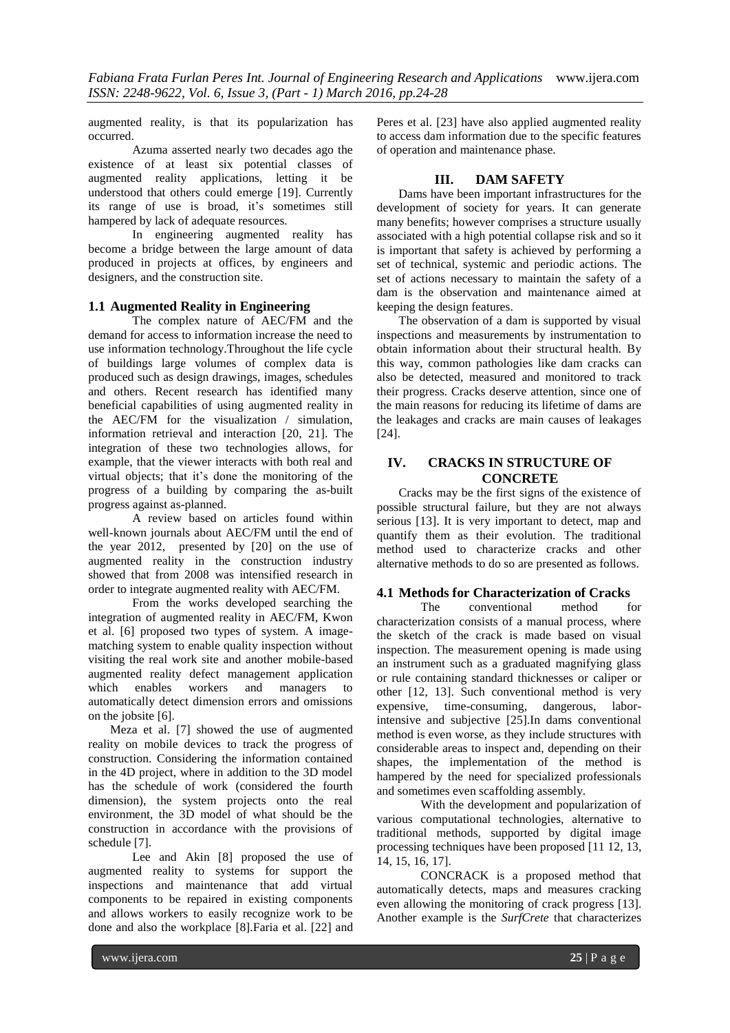augmented reality, is that its popularization has occurred.

Azuma asserted nearly two decades ago the existence of at least six potential classes of augmented reality applications, letting it be understood that others could emerge [19]. Currently its range of use is broad, it's sometimes still hampered by lack of adequate resources.

In engineering augmented reality has become a bridge between the large amount of data produced in projects at offices, by engineers and designers, and the construction site.

### 1.1 Augmented Reality in Engineering

The complex nature of AEC/FM and the demand for access to information increase the need to use information technology.Throughout the life cycle of buildings large volumes of complex data is produced such as design drawings, images, schedules and others. Recent research has identified many beneficial capabilities of using augmented reality in the AEC/FM for the visualization / simulation, information retrieval and interaction [20, 21]. The integration of these two technologies allows, for example, that the viewer interacts with both real and virtual objects; that it's done the monitoring of the progress of a building by comparing the as-built progress against as-planned.

A review based on articles found within well-known journals about AEC/FM until the end of the year 2012, presented by [20] on the use of augmented reality in the construction industry showed that from 2008 was intensified research in order to integrate augmented reality with AEC/FM.

From the works developed searching the integration of augmented reality in AEC/FM, Kwon et al. [6] proposed two types of system. A image-matching system to enable quality inspection without visiting the real work site and another mobile-based augmented reality defect management application which enables workers and managers to automatically detect dimension errors and omissions on the jobsite [6].

Meza et al. [7] showed the use of augmented reality on mobile devices to track the progress of construction. Considering the information contained in the 4D project, where in addition to the 3D model has the schedule of work (considered the fourth dimension), the system projects onto the real environment, the 3D model of what should be the construction in accordance with the provisions of schedule [7].

Lee and Akin [8] proposed the use of augmented reality to systems for support the inspections and maintenance that add virtual components to be repaired in existing components and allows workers to easily recognize work to be done and also the workplace [8].Faria et al. [22] and Peres et al. [23] have also applied augmented reality to access dam information due to the specific features of operation and maintenance phase.

## III. DAM SAFETY

Dams have been important infrastructures for the development of society for years. It can generate many benefits; however comprises a structure usually associated with a high potential collapse risk and so it is important that safety is achieved by performing a set of technical, systemic and periodic actions. The set of actions necessary to maintain the safety of a dam is the observation and maintenance aimed at keeping the design features.

The observation of a dam is supported by visual inspections and measurements by instrumentation to obtain information about their structural health. By this way, common pathologies like dam cracks can also be detected, measured and monitored to track their progress. Cracks deserve attention, since one of the main reasons for reducing its lifetime of dams are the leakages and cracks are main causes of leakages [24].

## IV. CRACKS IN STRUCTURE OF CONCRETE

Cracks may be the first signs of the existence of possible structural failure, but they are not always serious [13]. It is very important to detect, map and quantify them as their evolution. The traditional method used to characterize cracks and other alternative methods to do so are presented as follows.

### 4.1 Methods for Characterization of Cracks

The conventional method for characterization consists of a manual process, where the sketch of the crack is made based on visual inspection. The measurement opening is made using an instrument such as a graduated magnifying glass or rule containing standard thicknesses or caliper or other [12, 13]. Such conventional method is very expensive, time-consuming, dangerous, labor-intensive and subjective [25].In dams conventional method is even worse, as they include structures with considerable areas to inspect and, depending on their shapes, the implementation of the method is hampered by the need for specialized professionals and sometimes even scaffolding assembly.

With the development and popularization of various computational technologies, alternative to traditional methods, supported by digital image processing techniques have been proposed [11 12, 13, 14, 15, 16, 17].

CONCRACK is a proposed method that automatically detects, maps and measures cracking even allowing the monitoring of crack progress [13]. Another example is the *SurfCrete* that characterizes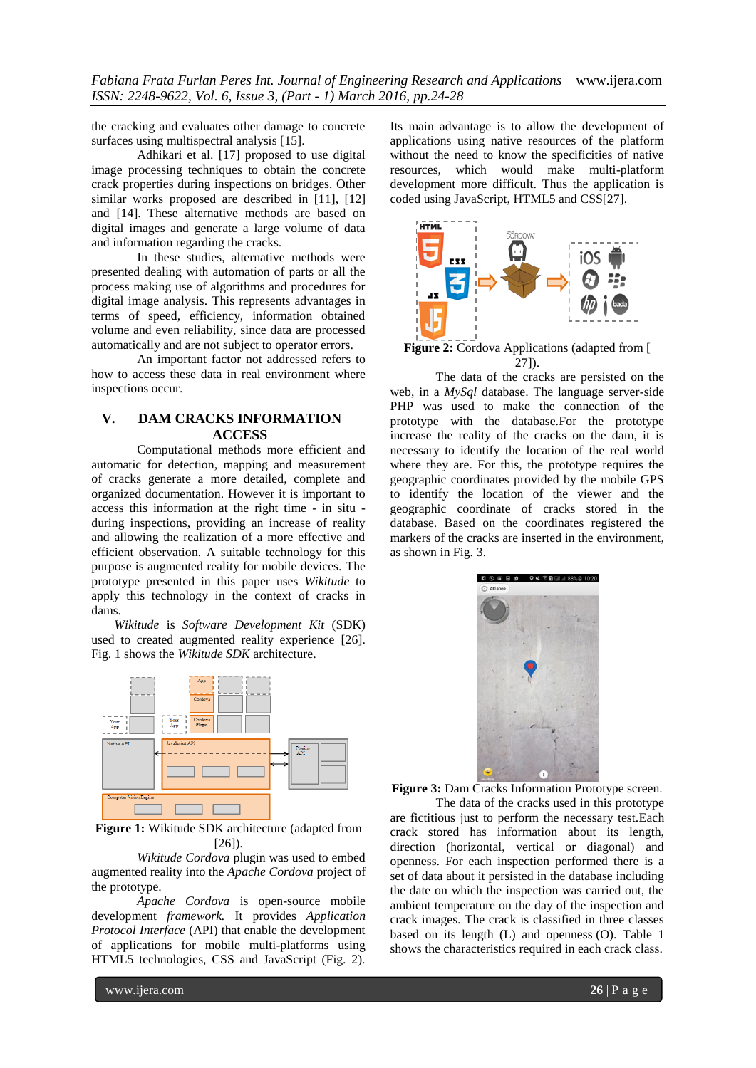the cracking and evaluates other damage to concrete surfaces using multispectral analysis [15].

Adhikari et al. [17] proposed to use digital image processing techniques to obtain the concrete crack properties during inspections on bridges. Other similar works proposed are described in [11], [12] and [14]. These alternative methods are based on digital images and generate a large volume of data and information regarding the cracks.

In these studies, alternative methods were presented dealing with automation of parts or all the process making use of algorithms and procedures for digital image analysis. This represents advantages in terms of speed, efficiency, information obtained volume and even reliability, since data are processed automatically and are not subject to operator errors.

An important factor not addressed refers to how to access these data in real environment where inspections occur.

## V. DAM CRACKS INFORMATION ACCESS

Computational methods more efficient and automatic for detection, mapping and measurement of cracks generate a more detailed, complete and organized documentation. However it is important to access this information at the right time - in situ - during inspections, providing an increase of reality and allowing the realization of a more effective and efficient observation. A suitable technology for this purpose is augmented reality for mobile devices. The prototype presented in this paper uses *Wikitude* to apply this technology in the context of cracks in dams.

*Wikitude* is *Software Development Kit* (SDK) used to created augmented reality experience [26]. Fig. 1 shows the *Wikitude SDK* architecture.

**Figure 1:** Wikitude SDK architecture (adapted from [26]).

*Wikitude Cordova* plugin was used to embed augmented reality into the *Apache Cordova* project of the prototype.

*Apache Cordova* is open-source mobile development *framework.* It provides *Application Protocol Interface* (API) that enable the development of applications for mobile multi-platforms using HTML5 technologies, CSS and JavaScript (Fig. 2). Its main advantage is to allow the development of applications using native resources of the platform without the need to know the specificities of native resources, which would make multi-platform development more difficult. Thus the application is coded using JavaScript, HTML5 and CSS[27].

**Figure 2:** Cordova Applications (adapted from [27]).

The data of the cracks are persisted on the web, in a *MySql* database. The language server-side PHP was used to make the connection of the prototype with the database.For the prototype increase the reality of the cracks on the dam, it is necessary to identify the location of the real world where they are. For this, the prototype requires the geographic coordinates provided by the mobile GPS to identify the location of the viewer and the geographic coordinate of cracks stored in the database. Based on the coordinates registered the markers of the cracks are inserted in the environment, as shown in Fig. 3.

**Figure 3:** Dam Cracks Information Prototype screen.

The data of the cracks used in this prototype are fictitious just to perform the necessary test.Each crack stored has information about its length, direction (horizontal, vertical or diagonal) and openness. For each inspection performed there is a set of data about it persisted in the database including the date on which the inspection was carried out, the ambient temperature on the day of the inspection and crack images. The crack is classified in three classes based on its length (L) and openness (O). Table 1 shows the characteristics required in each crack class.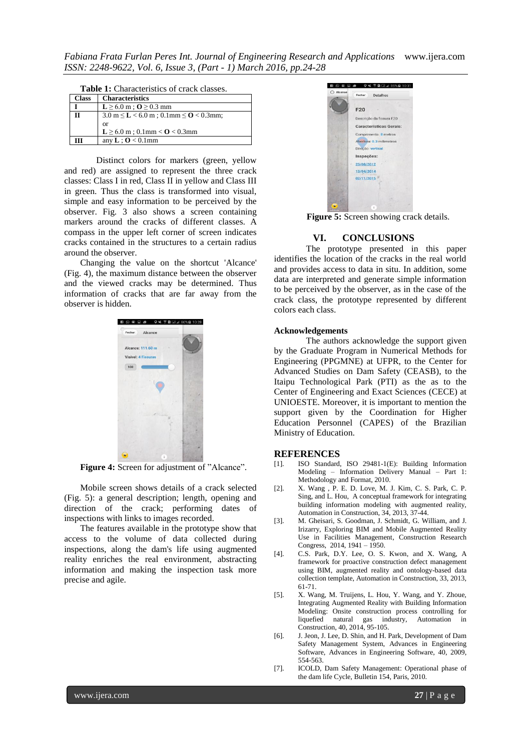**Table 1:** Characteristics of crack classes.

| Class | Characteristics |
|---|---|
| **I** | $\mathbf{L} \geq 6.0$ m ; $\mathbf{O} \geq 0.3$ mm |
| **II** | $3.0$ m $\leq \mathbf{L} < 6.0$ m ; $0.1$mm $\leq \mathbf{O} < 0.3$mm; or $\mathbf{L} \geq 6.0$ m ; $0.1$mm $< \mathbf{O} < 0.3$mm |
| **III** | any $\mathbf{L}$ ; $\mathbf{O} < 0.1$mm |

Distinct colors for markers (green, yellow and red) are assigned to represent the three crack classes: Class I in red, Class II in yellow and Class III in green. Thus the class is transformed into visual, simple and easy information to be perceived by the observer. Fig. 3 also shows a screen containing markers around the cracks of different classes. A compass in the upper left corner of screen indicates cracks contained in the structures to a certain radius around the observer.

Changing the value on the shortcut 'Alcance' (Fig. 4), the maximum distance between the observer and the viewed cracks may be determined. Thus information of cracks that are far away from the observer is hidden.

**Figure 4:** Screen for adjustment of "Alcance".

Mobile screen shows details of a crack selected (Fig. 5): a general description; length, opening and direction of the crack; performing dates of inspections with links to images recorded.

The features available in the prototype show that access to the volume of data collected during inspections, along the dam's life using augmented reality enriches the real environment, abstracting information and making the inspection task more precise and agile.

**Figure 5:** Screen showing crack details.

## VI. CONCLUSIONS

The prototype presented in this paper identifies the location of the cracks in the real world and provides access to data in situ. In addition, some data are interpreted and generate simple information to be perceived by the observer, as in the case of the crack class, the prototype represented by different colors each class.

### Acknowledgements

The authors acknowledge the support given by the Graduate Program in Numerical Methods for Engineering (PPGMNE) at UFPR, to the Center for Advanced Studies on Dam Safety (CEASB), to the Itaipu Technological Park (PTI) as the as to the Center of Engineering and Exact Sciences (CECE) at UNIOESTE. Moreover, it is important to mention the support given by the Coordination for Higher Education Personnel (CAPES) of the Brazilian Ministry of Education.

## REFERENCES

[1]. ISO Standard, ISO 29481-1(E): Building Information Modeling – Information Delivery Manual – Part 1: Methodology and Format, 2010.

[2]. X. Wang , P. E. D. Love, M. J. Kim, C. S. Park, C. P. Sing, and L. Hou, A conceptual framework for integrating building information modeling with augmented reality, Automation in Construction, 34, 2013, 37-44.

[3]. M. Gheisari, S. Goodman, J. Schmidt, G. William, and J. Irizarry, Exploring BIM and Mobile Augmented Reality Use in Facilities Management, Construction Research Congress, 2014, 1941 – 1950.

[4]. C.S. Park, D.Y. Lee, O. S. Kwon, and X. Wang, A framework for proactive construction defect management using BIM, augmented reality and ontology-based data collection template, Automation in Construction, 33, 2013, 61-71.

[5]. X. Wang, M. Truijens, L. Hou, Y. Wang, and Y. Zhoue, Integrating Augmented Reality with Building Information Modeling: Onsite construction process controlling for liquefied natural gas industry, Automation in Construction, 40, 2014, 95-105.

[6]. J. Jeon, J. Lee, D. Shin, and H. Park, Development of Dam Safety Management System, Advances in Engineering Software, Advances in Engineering Software, 40, 2009, 554-563.

[7]. ICOLD, Dam Safety Management: Operational phase of the dam life Cycle, Bulletin 154, Paris, 2010.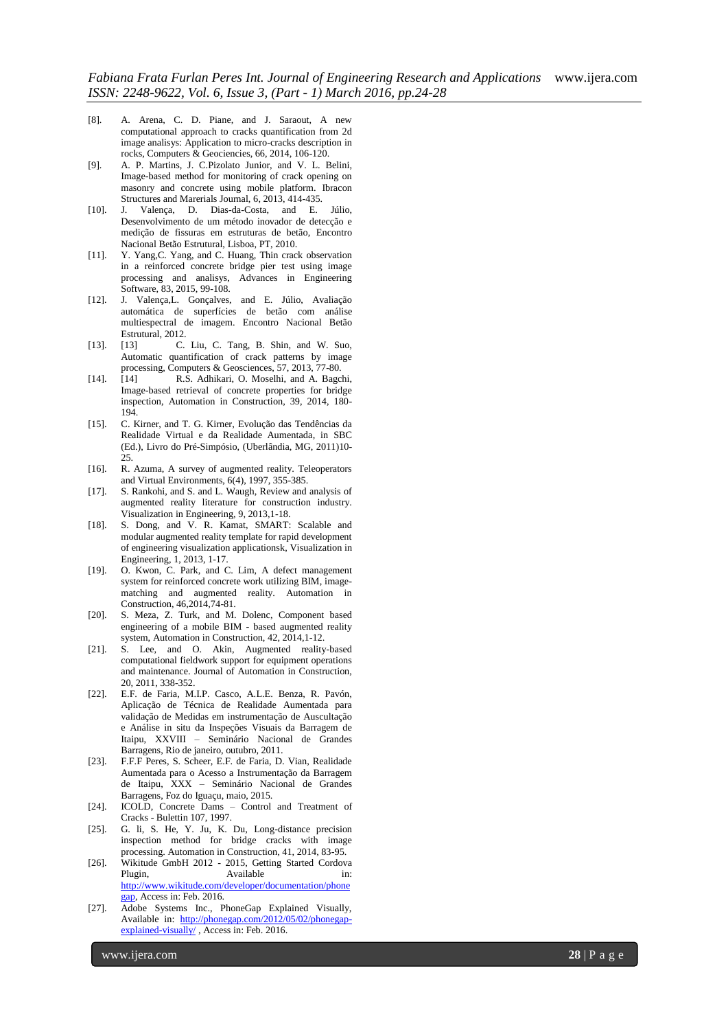[8]. A. Arena, C. D. Piane, and J. Saraout, A new computational approach to cracks quantification from 2d image analisys: Application to micro-cracks description in rocks, Computers & Geociencies, 66, 2014, 106-120.

[9]. A. P. Martins, J. C.Pizolato Junior, and V. L. Belini, Image-based method for monitoring of crack opening on masonry and concrete using mobile platform. Ibracon Structures and Marerials Journal, 6, 2013, 414-435.

[10]. J. Valença, D. Dias-da-Costa, and E. Júlio, Desenvolvimento de um método inovador de detecção e medição de fissuras em estruturas de betão, Encontro Nacional Betão Estrutural, Lisboa, PT, 2010.

[11]. Y. Yang,C. Yang, and C. Huang, Thin crack observation in a reinforced concrete bridge pier test using image processing and analisys, Advances in Engineering Software, 83, 2015, 99-108.

[12]. J. Valença,L. Gonçalves, and E. Júlio, Avaliação automática de superfícies de betão com análise multiespectral de imagem. Encontro Nacional Betão Estrutural, 2012.

[13]. [13] C. Liu, C. Tang, B. Shin, and W. Suo, Automatic quantification of crack patterns by image processing, Computers & Geosciences, 57, 2013, 77-80.

[14]. [14] R.S. Adhikari, O. Moselhi, and A. Bagchi, Image-based retrieval of concrete properties for bridge inspection, Automation in Construction, 39, 2014, 180-194.

[15]. C. Kirner, and T. G. Kirner, Evolução das Tendências da Realidade Virtual e da Realidade Aumentada, in SBC (Ed.), Livro do Pré-Simpósio, (Uberlândia, MG, 2011)10-25.

[16]. R. Azuma, A survey of augmented reality. Teleoperators and Virtual Environments, 6(4), 1997, 355-385.

[17]. S. Rankohi, and S. and L. Waugh, Review and analysis of augmented reality literature for construction industry. Visualization in Engineering, 9, 2013,1-18.

[18]. S. Dong, and V. R. Kamat, SMART: Scalable and modular augmented reality template for rapid development of engineering visualization applicationsk, Visualization in Engineering, 1, 2013, 1-17.

[19]. O. Kwon, C. Park, and C. Lim, A defect management system for reinforced concrete work utilizing BIM, image-matching and augmented reality. Automation in Construction, 46,2014,74-81.

[20]. S. Meza, Z. Turk, and M. Dolenc, Component based engineering of a mobile BIM - based augmented reality system, Automation in Construction, 42, 2014,1-12.

[21]. S. Lee, and O. Akin, Augmented reality-based computational fieldwork support for equipment operations and maintenance. Journal of Automation in Construction, 20, 2011, 338-352.

[22]. E.F. de Faria, M.I.P. Casco, A.L.E. Benza, R. Pavón, Aplicação de Técnica de Realidade Aumentada para validação de Medidas em instrumentação de Auscultação e Análise in situ da Inspeções Visuais da Barragem de Itaipu, XXVIII – Seminário Nacional de Grandes Barragens, Rio de janeiro, outubro, 2011.

[23]. F.F.F Peres, S. Scheer, E.F. de Faria, D. Vian, Realidade Aumentada para o Acesso a Instrumentação da Barragem de Itaipu, XXX – Seminário Nacional de Grandes Barragens, Foz do Iguaçu, maio, 2015.

[24]. ICOLD, Concrete Dams – Control and Treatment of Cracks - Bulettin 107, 1997.

[25]. G. li, S. He, Y. Ju, K. Du, Long-distance precision inspection method for bridge cracks with image processing. Automation in Construction, 41, 2014, 83-95.

[26]. Wikitude GmbH 2012 - 2015, Getting Started Cordova Plugin, Available in: http://www.wikitude.com/developer/documentation/phonegap, Access in: Feb. 2016.

[27]. Adobe Systems Inc., PhoneGap Explained Visually, Available in: http://phonegap.com/2012/05/02/phonegap-explained-visually/ , Access in: Feb. 2016.